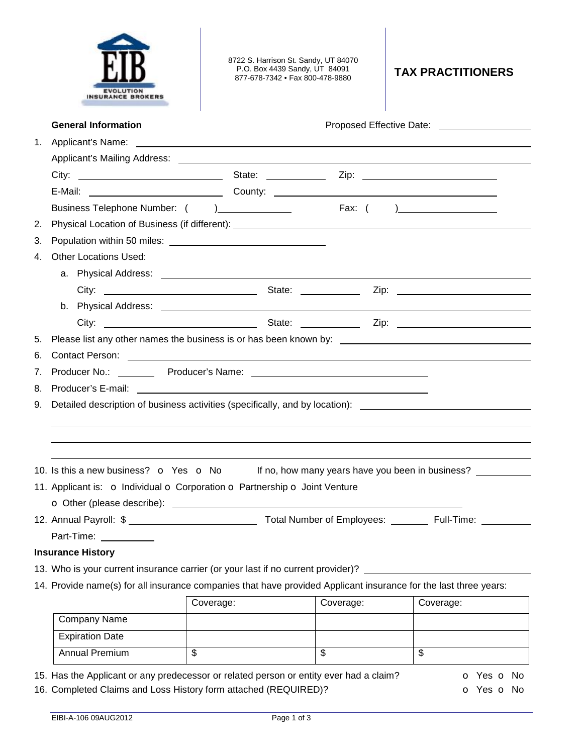8722 S. Harrison St. Sandy, UT 84070
P.O. Box 4439 Sandy, UT 84091
877-678-7342 • Fax 800-478-9880

# TAX PRACTITIONERS

**General Information** Proposed Effective Date: ______________

1. Applicant's Name: ______________
   Applicant's Mailing Address: ______________
   City: ______________ State: ______________ Zip: ______________
   E-Mail: ______________ County: ______________
   Business Telephone Number: ( ) ______________ Fax: ( ) ______________
2. Physical Location of Business (if different): ______________
3. Population within 50 miles: ______________
4. Other Locations Used:
   a. Physical Address: ______________
      City: ______________ State: ______________ Zip: ______________
   b. Physical Address: ______________
      City: ______________ State: ______________ Zip: ______________
5. Please list any other names the business is or has been known by: ______________
6. Contact Person: ______________
7. Producer No.: ______________ Producer's Name: ______________
8. Producer's E-mail: ______________
9. Detailed description of business activities (specifically, and by location): ______________
10. Is this a new business? o Yes o No If no, how many years have you been in business? ______________
11. Applicant is: o Individual o Corporation o Partnership o Joint Venture
    o Other (please describe): ______________
12. Annual Payroll: $ ______________ Total Number of Employees: ______________ Full-Time: ______________
    Part-Time: ______________

**Insurance History**

13. Who is your current insurance carrier (or your last if no current provider)? ______________
14. Provide name(s) for all insurance companies that have provided Applicant insurance for the last three years:

| | Coverage: | Coverage: | Coverage: |
|---|---|---|---|
| Company Name | | | |
| Expiration Date | | | |
| Annual Premium | $ | $ | $ |

15. Has the Applicant or any predecessor or related person or entity ever had a claim? o Yes o No
16. Completed Claims and Loss History form attached (REQUIRED)? o Yes o No

EIBI-A-106 09AUG2012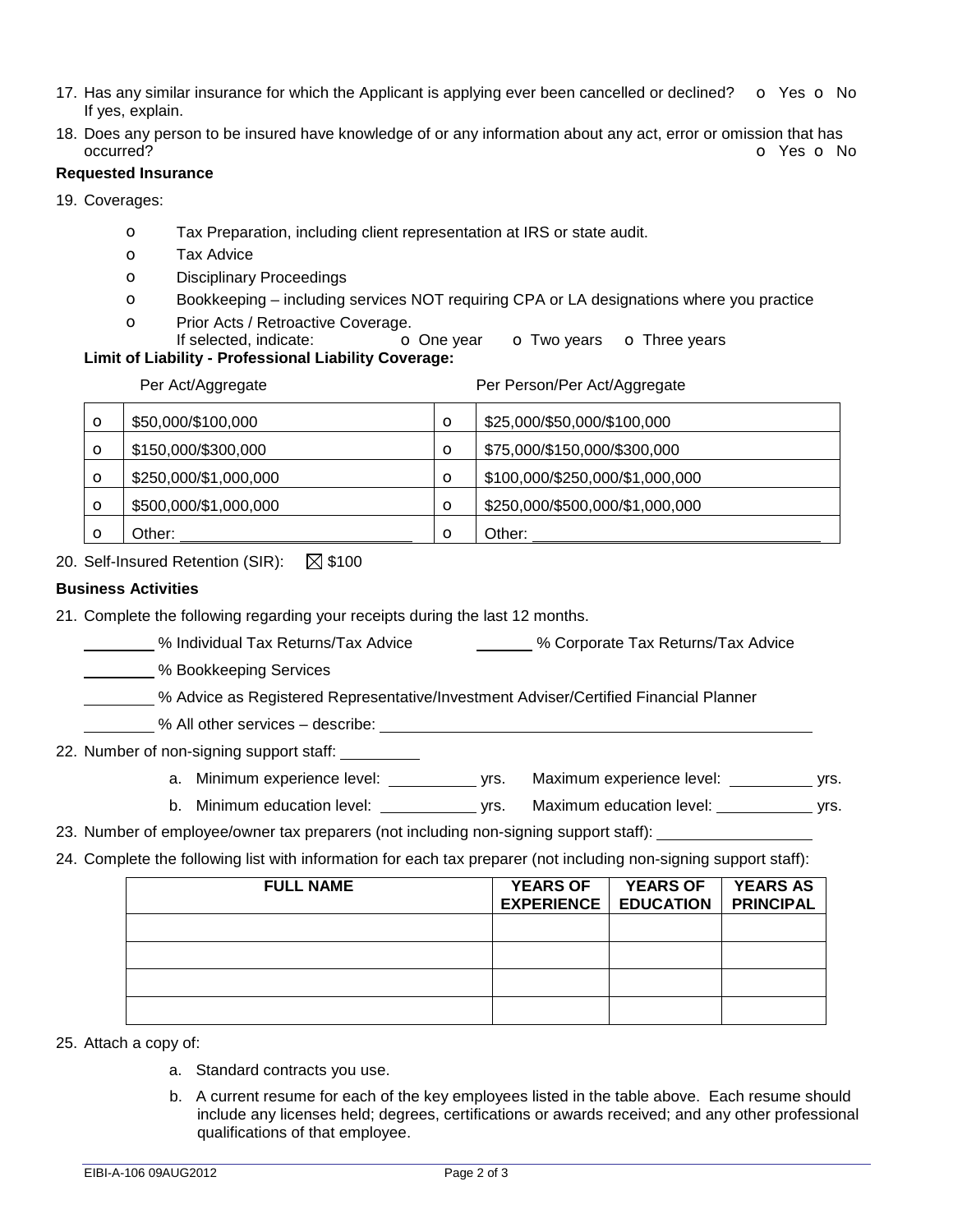17. Has any similar insurance for which the Applicant is applying ever been cancelled or declined? o Yes o No
    If yes, explain.

18. Does any person to be insured have knowledge of or any information about any act, error or omission that has occurred? o Yes o No

**Requested Insurance**

19. Coverages:

    - o Tax Preparation, including client representation at IRS or state audit.
    - o Tax Advice
    - o Disciplinary Proceedings
    - o Bookkeeping – including services NOT requiring CPA or LA designations where you practice
    - o Prior Acts / Retroactive Coverage.
      If selected, indicate: o One year o Two years o Three years

    **Limit of Liability - Professional Liability Coverage:**

| | Per Act/Aggregate | | Per Person/Per Act/Aggregate |
|---|---|---|---|
| o | $50,000/$100,000 | o | $25,000/$50,000/$100,000 |
| o | $150,000/$300,000 | o | $75,000/$150,000/$300,000 |
| o | $250,000/$1,000,000 | o | $100,000/$250,000/$1,000,000 |
| o | $500,000/$1,000,000 | o | $250,000/$500,000/$1,000,000 |
| o | Other: ______________________ | o | Other: ______________________ |

20. Self-Insured Retention (SIR): ☒ $100

**Business Activities**

21. Complete the following regarding your receipts during the last 12 months.

    ________ % Individual Tax Returns/Tax Advice ________ % Corporate Tax Returns/Tax Advice

    ________ % Bookkeeping Services

    ________ % Advice as Registered Representative/Investment Adviser/Certified Financial Planner

    ________ % All other services – describe: ______________________________

22. Number of non-signing support staff: ________

    a. Minimum experience level: ________ yrs. Maximum experience level: ________ yrs.

    b. Minimum education level: ________ yrs. Maximum education level: ________ yrs.

23. Number of employee/owner tax preparers (not including non-signing support staff): ________

24. Complete the following list with information for each tax preparer (not including non-signing support staff):

| FULL NAME | YEARS OF EXPERIENCE | YEARS OF EDUCATION | YEARS AS PRINCIPAL |
|---|---|---|---|
| | | | |
| | | | |
| | | | |
| | | | |

25. Attach a copy of:

    a. Standard contracts you use.

    b. A current resume for each of the key employees listed in the table above. Each resume should include any licenses held; degrees, certifications or awards received; and any other professional qualifications of that employee.

EIBI-A-106 09AUG2012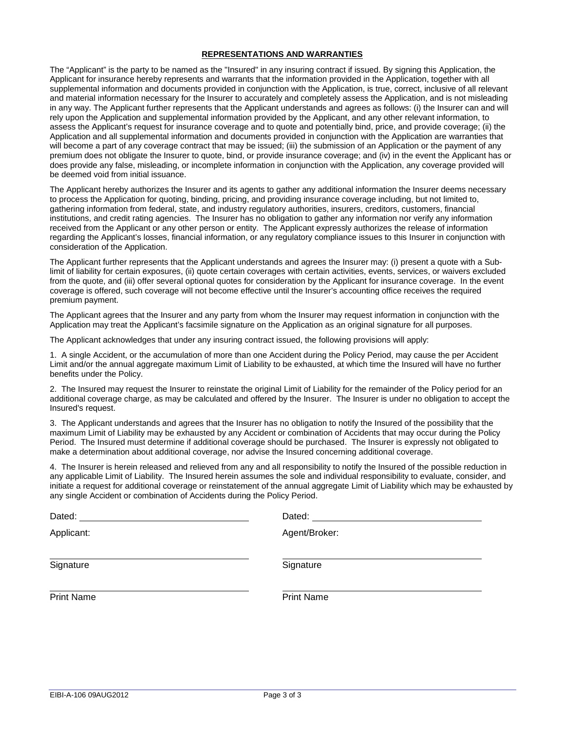## REPRESENTATIONS AND WARRANTIES

The "Applicant" is the party to be named as the "Insured" in any insuring contract if issued. By signing this Application, the Applicant for insurance hereby represents and warrants that the information provided in the Application, together with all supplemental information and documents provided in conjunction with the Application, is true, correct, inclusive of all relevant and material information necessary for the Insurer to accurately and completely assess the Application, and is not misleading in any way. The Applicant further represents that the Applicant understands and agrees as follows: (i) the Insurer can and will rely upon the Application and supplemental information provided by the Applicant, and any other relevant information, to assess the Applicant's request for insurance coverage and to quote and potentially bind, price, and provide coverage; (ii) the Application and all supplemental information and documents provided in conjunction with the Application are warranties that will become a part of any coverage contract that may be issued; (iii) the submission of an Application or the payment of any premium does not obligate the Insurer to quote, bind, or provide insurance coverage; and (iv) in the event the Applicant has or does provide any false, misleading, or incomplete information in conjunction with the Application, any coverage provided will be deemed void from initial issuance.

The Applicant hereby authorizes the Insurer and its agents to gather any additional information the Insurer deems necessary to process the Application for quoting, binding, pricing, and providing insurance coverage including, but not limited to, gathering information from federal, state, and industry regulatory authorities, insurers, creditors, customers, financial institutions, and credit rating agencies. The Insurer has no obligation to gather any information nor verify any information received from the Applicant or any other person or entity. The Applicant expressly authorizes the release of information regarding the Applicant's losses, financial information, or any regulatory compliance issues to this Insurer in conjunction with consideration of the Application.

The Applicant further represents that the Applicant understands and agrees the Insurer may: (i) present a quote with a Sub-limit of liability for certain exposures, (ii) quote certain coverages with certain activities, events, services, or waivers excluded from the quote, and (iii) offer several optional quotes for consideration by the Applicant for insurance coverage. In the event coverage is offered, such coverage will not become effective until the Insurer's accounting office receives the required premium payment.

The Applicant agrees that the Insurer and any party from whom the Insurer may request information in conjunction with the Application may treat the Applicant's facsimile signature on the Application as an original signature for all purposes.

The Applicant acknowledges that under any insuring contract issued, the following provisions will apply:

1. A single Accident, or the accumulation of more than one Accident during the Policy Period, may cause the per Accident Limit and/or the annual aggregate maximum Limit of Liability to be exhausted, at which time the Insured will have no further benefits under the Policy.

2. The Insured may request the Insurer to reinstate the original Limit of Liability for the remainder of the Policy period for an additional coverage charge, as may be calculated and offered by the Insurer. The Insurer is under no obligation to accept the Insured's request.

3. The Applicant understands and agrees that the Insurer has no obligation to notify the Insured of the possibility that the maximum Limit of Liability may be exhausted by any Accident or combination of Accidents that may occur during the Policy Period. The Insured must determine if additional coverage should be purchased. The Insurer is expressly not obligated to make a determination about additional coverage, nor advise the Insured concerning additional coverage.

4. The Insurer is herein released and relieved from any and all responsibility to notify the Insured of the possible reduction in any applicable Limit of Liability. The Insured herein assumes the sole and individual responsibility to evaluate, consider, and initiate a request for additional coverage or reinstatement of the annual aggregate Limit of Liability which may be exhausted by any single Accident or combination of Accidents during the Policy Period.

Dated: ______________________________

Applicant:

______________________________
Signature

______________________________
Print Name

Dated: ______________________________

Agent/Broker:

______________________________
Signature

______________________________
Print Name

EIBI-A-106 09AUG2012